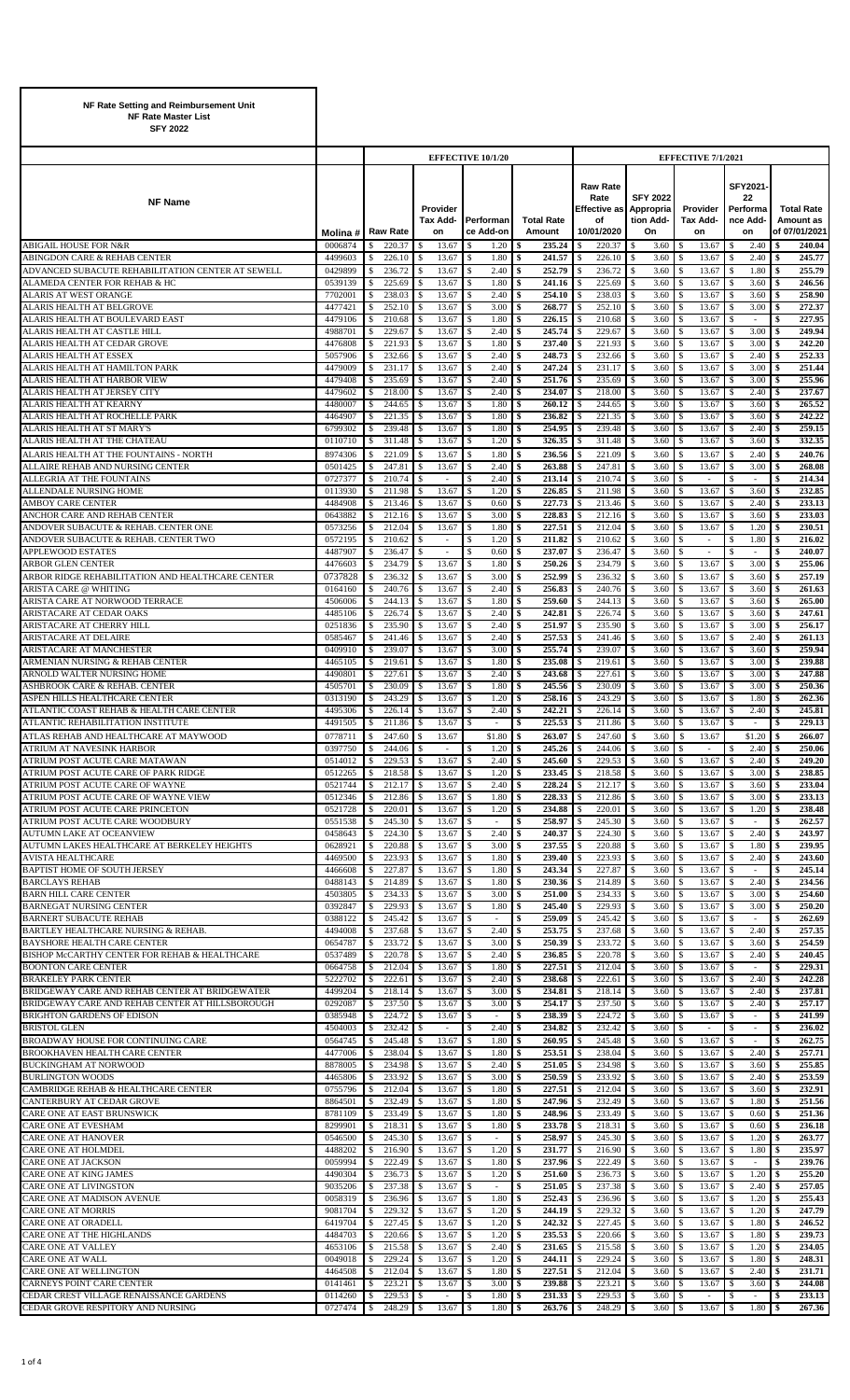**NF Rate Setting and Reimbursement Unit**
**NF Rate Master List**
**SFY 2022**

| NF Name | Molina # | EFFECTIVE 10/1/20 Raw Rate | Provider Tax Add-on | Performance Add-on | Total Rate Amount | EFFECTIVE 7/1/2021 Raw Rate Rate Effective as of 10/01/2020 | SFY 2022 Appropriation Add-On | Provider Tax Add-on | SFY2021-22 Performance Add-on | Total Rate Amount as of 07/01/2021 |
|---|---|---|---|---|---|---|---|---|---|---|
| ABIGAIL HOUSE FOR N&R | 0006874 | $ 220.37 | $ 13.67 | $ 1.20 | $ 235.24 | $ 220.37 | $ 3.60 | $ 13.67 | $ 2.40 | $ 240.04 |
| ABINGDON CARE & REHAB CENTER | 4499603 | $ 226.10 | $ 13.67 | $ 1.80 | $ 241.57 | $ 226.10 | $ 3.60 | $ 13.67 | $ 2.40 | $ 245.77 |
| ADVANCED SUBACUTE REHABILITATION CENTER AT SEWELL | 0429899 | $ 236.72 | $ 13.67 | $ 2.40 | $ 252.79 | $ 236.72 | $ 3.60 | $ 13.67 | $ 1.80 | $ 255.79 |
| ALAMEDA CENTER FOR REHAB & HC | 0539139 | $ 225.69 | $ 13.67 | $ 1.80 | $ 241.16 | $ 225.69 | $ 3.60 | $ 13.67 | $ 3.60 | $ 246.56 |
| ALARIS AT WEST ORANGE | 7702001 | $ 238.03 | $ 13.67 | $ 2.40 | $ 254.10 | $ 238.03 | $ 3.60 | $ 13.67 | $ 3.60 | $ 258.90 |
| ALARIS HEALTH AT BELGROVE | 4477421 | $ 252.10 | $ 13.67 | $ 3.00 | $ 268.77 | $ 252.10 | $ 3.60 | $ 13.67 | $ 3.00 | $ 272.37 |
| ALARIS HEALTH AT BOULEVARD EAST | 4479106 | $ 210.68 | $ 13.67 | $ 1.80 | $ 226.15 | $ 210.68 | $ 3.60 | $ 13.67 | $ - | $ 227.95 |
| ALARIS HEALTH AT CASTLE HILL | 4988701 | $ 229.67 | $ 13.67 | $ 2.40 | $ 245.74 | $ 229.67 | $ 3.60 | $ 13.67 | $ 3.00 | $ 249.94 |
| ALARIS HEALTH AT CEDAR GROVE | 4476808 | $ 221.93 | $ 13.67 | $ 1.80 | $ 237.40 | $ 221.93 | $ 3.60 | $ 13.67 | $ 3.00 | $ 242.20 |
| ALARIS HEALTH AT ESSEX | 5057906 | $ 232.66 | $ 13.67 | $ 2.40 | $ 248.73 | $ 232.66 | $ 3.60 | $ 13.67 | $ 2.40 | $ 252.33 |
| ALARIS HEALTH AT HAMILTON PARK | 4479009 | $ 231.17 | $ 13.67 | $ 2.40 | $ 247.24 | $ 231.17 | $ 3.60 | $ 13.67 | $ 3.00 | $ 251.44 |
| ALARIS HEALTH AT HARBOR VIEW | 4479408 | $ 235.69 | $ 13.67 | $ 2.40 | $ 251.76 | $ 235.69 | $ 3.60 | $ 13.67 | $ 3.00 | $ 255.96 |
| ALARIS HEALTH AT JERSEY CITY | 4479602 | $ 218.00 | $ 13.67 | $ 2.40 | $ 234.07 | $ 218.00 | $ 3.60 | $ 13.67 | $ 2.40 | $ 237.67 |
| ALARIS HEALTH AT KEARNY | 4480007 | $ 244.65 | $ 13.67 | $ 1.80 | $ 260.12 | $ 244.65 | $ 3.60 | $ 13.67 | $ 3.60 | $ 265.52 |
| ALARIS HEALTH AT ROCHELLE PARK | 4464907 | $ 221.35 | $ 13.67 | $ 1.80 | $ 236.82 | $ 221.35 | $ 3.60 | $ 13.67 | $ 3.60 | $ 242.22 |
| ALARIS HEALTH AT ST MARY'S | 6799302 | $ 239.48 | $ 13.67 | $ 1.80 | $ 254.95 | $ 239.48 | $ 3.60 | $ 13.67 | $ 2.40 | $ 259.15 |
| ALARIS HEALTH AT THE CHATEAU | 0110710 | $ 311.48 | $ 13.67 | $ 1.20 | $ 326.35 | $ 311.48 | $ 3.60 | $ 13.67 | $ 3.60 | $ 332.35 |
| ALARIS HEALTH AT THE FOUNTAINS - NORTH | 8974306 | $ 221.09 | $ 13.67 | $ 1.80 | $ 236.56 | $ 221.09 | $ 3.60 | $ 13.67 | $ 2.40 | $ 240.76 |
| ALLAIRE REHAB AND NURSING CENTER | 0501425 | $ 247.81 | $ 13.67 | $ 2.40 | $ 263.88 | $ 247.81 | $ 3.60 | $ 13.67 | $ 3.00 | $ 268.08 |
| ALLEGRIA AT THE FOUNTAINS | 0727377 | $ 210.74 | $ - | $ 2.40 | $ 213.14 | $ 210.74 | $ 3.60 | $ - | $ - | $ 214.34 |
| ALLENDALE NURSING HOME | 0113930 | $ 211.98 | $ 13.67 | $ 1.20 | $ 226.85 | $ 211.98 | $ 3.60 | $ 13.67 | $ 3.60 | $ 232.85 |
| AMBOY CARE CENTER | 4484908 | $ 213.46 | $ 13.67 | $ 0.60 | $ 227.73 | $ 213.46 | $ 3.60 | $ 13.67 | $ 2.40 | $ 233.13 |
| ANCHOR CARE AND REHAB CENTER | 0643882 | $ 212.16 | $ 13.67 | $ 3.00 | $ 228.83 | $ 212.16 | $ 3.60 | $ 13.67 | $ 3.60 | $ 233.03 |
| ANDOVER SUBACUTE & REHAB. CENTER ONE | 0573256 | $ 212.04 | $ 13.67 | $ 1.80 | $ 227.51 | $ 212.04 | $ 3.60 | $ 13.67 | $ 1.20 | $ 230.51 |
| ANDOVER SUBACUTE & REHAB. CENTER TWO | 0572195 | $ 210.62 | $ - | $ 1.20 | $ 211.82 | $ 210.62 | $ 3.60 | $ - | $ 1.80 | $ 216.02 |
| APPLEWOOD ESTATES | 4487907 | $ 236.47 | $ - | $ 0.60 | $ 237.07 | $ 236.47 | $ 3.60 | $ - | $ - | $ 240.07 |
| ARBOR GLEN CENTER | 4476603 | $ 234.79 | $ 13.67 | $ 1.80 | $ 250.26 | $ 234.79 | $ 3.60 | $ 13.67 | $ 3.00 | $ 255.06 |
| ARBOR RIDGE REHABILITATION AND HEALTHCARE CENTER | 0737828 | $ 236.32 | $ 13.67 | $ 3.00 | $ 252.99 | $ 236.32 | $ 3.60 | $ 13.67 | $ 3.60 | $ 257.19 |
| ARISTA CARE @ WHITING | 0164160 | $ 240.76 | $ 13.67 | $ 2.40 | $ 256.83 | $ 240.76 | $ 3.60 | $ 13.67 | $ 3.60 | $ 261.63 |
| ARISTA CARE AT NORWOOD TERRACE | 4506006 | $ 244.13 | $ 13.67 | $ 1.80 | $ 259.60 | $ 244.13 | $ 3.60 | $ 13.67 | $ 3.60 | $ 265.00 |
| ARISTACARE AT CEDAR OAKS | 4485106 | $ 226.74 | $ 13.67 | $ 2.40 | $ 242.81 | $ 226.74 | $ 3.60 | $ 13.67 | $ 3.60 | $ 247.61 |
| ARISTACARE AT CHERRY HILL | 0251836 | $ 235.90 | $ 13.67 | $ 2.40 | $ 251.97 | $ 235.90 | $ 3.60 | $ 13.67 | $ 3.00 | $ 256.17 |
| ARISTACARE AT DELAIRE | 0585467 | $ 241.46 | $ 13.67 | $ 2.40 | $ 257.53 | $ 241.46 | $ 3.60 | $ 13.67 | $ 2.40 | $ 261.13 |
| ARISTACARE AT MANCHESTER | 0409910 | $ 239.07 | $ 13.67 | $ 3.00 | $ 255.74 | $ 239.07 | $ 3.60 | $ 13.67 | $ 3.60 | $ 259.94 |
| ARMENIAN NURSING & REHAB CENTER | 4465105 | $ 219.61 | $ 13.67 | $ 1.80 | $ 235.08 | $ 219.61 | $ 3.60 | $ 13.67 | $ 3.00 | $ 239.88 |
| ARNOLD WALTER NURSING HOME | 4490801 | $ 227.61 | $ 13.67 | $ 2.40 | $ 243.68 | $ 227.61 | $ 3.60 | $ 13.67 | $ 3.00 | $ 247.88 |
| ASHBROOK CARE & REHAB. CENTER | 4505701 | $ 230.09 | $ 13.67 | $ 1.80 | $ 245.56 | $ 230.09 | $ 3.60 | $ 13.67 | $ 3.00 | $ 250.36 |
| ASPEN HILLS HEALTHCARE CENTER | 0313190 | $ 243.29 | $ 13.67 | $ 1.20 | $ 258.16 | $ 243.29 | $ 3.60 | $ 13.67 | $ 1.80 | $ 262.36 |
| ATLANTIC COAST REHAB & HEALTH CARE CENTER | 4495306 | $ 226.14 | $ 13.67 | $ 2.40 | $ 242.21 | $ 226.14 | $ 3.60 | $ 13.67 | $ 2.40 | $ 245.81 |
| ATLANTIC REHABILITATION INSTITUTE | 4491505 | $ 211.86 | $ 13.67 | $ - | $ 225.53 | $ 211.86 | $ 3.60 | $ 13.67 | $ - | $ 229.13 |
| ATLAS REHAB AND HEALTHCARE AT MAYWOOD | 0778711 | $ 247.60 | $ 13.67 | $1.80 | $ 263.07 | $ 247.60 | $ 3.60 | $ 13.67 | $1.20 | $ 266.07 |
| ATRIUM AT NAVESINK HARBOR | 0397750 | $ 244.06 | $ - | $ 1.20 | $ 245.26 | $ 244.06 | $ 3.60 | $ - | $ 2.40 | $ 250.06 |
| ATRIUM POST ACUTE CARE MATAWAN | 0514012 | $ 229.53 | $ 13.67 | $ 2.40 | $ 245.60 | $ 229.53 | $ 3.60 | $ 13.67 | $ 2.40 | $ 249.20 |
| ATRIUM POST ACUTE CARE OF PARK RIDGE | 0512265 | $ 218.58 | $ 13.67 | $ 1.20 | $ 233.45 | $ 218.58 | $ 3.60 | $ 13.67 | $ 3.00 | $ 238.85 |
| ATRIUM POST ACUTE CARE OF WAYNE | 0521744 | $ 212.17 | $ 13.67 | $ 2.40 | $ 228.24 | $ 212.17 | $ 3.60 | $ 13.67 | $ 3.60 | $ 233.04 |
| ATRIUM POST ACUTE CARE OF WAYNE VIEW | 0512346 | $ 212.86 | $ 13.67 | $ 1.80 | $ 228.33 | $ 212.86 | $ 3.60 | $ 13.67 | $ 3.00 | $ 233.13 |
| ATRIUM POST ACUTE CARE PRINCETON | 0521728 | $ 220.01 | $ 13.67 | $ 1.20 | $ 234.88 | $ 220.01 | $ 3.60 | $ 13.67 | $ 1.20 | $ 238.48 |
| ATRIUM POST ACUTE CARE WOODBURY | 0551538 | $ 245.30 | $ 13.67 | $ - | $ 258.97 | $ 245.30 | $ 3.60 | $ 13.67 | $ - | $ 262.57 |
| AUTUMN LAKE AT OCEANVIEW | 0458643 | $ 224.30 | $ 13.67 | $ 2.40 | $ 240.37 | $ 224.30 | $ 3.60 | $ 13.67 | $ 2.40 | $ 243.97 |
| AUTUMN LAKES HEALTHCARE AT BERKELEY HEIGHTS | 0628921 | $ 220.88 | $ 13.67 | $ 3.00 | $ 237.55 | $ 220.88 | $ 3.60 | $ 13.67 | $ 1.80 | $ 239.95 |
| AVISTA HEALTHCARE | 4469500 | $ 223.93 | $ 13.67 | $ 1.80 | $ 239.40 | $ 223.93 | $ 3.60 | $ 13.67 | $ 2.40 | $ 243.60 |
| BAPTIST HOME OF SOUTH JERSEY | 4466608 | $ 227.87 | $ 13.67 | $ 1.80 | $ 243.34 | $ 227.87 | $ 3.60 | $ 13.67 | $ - | $ 245.14 |
| BARCLAYS REHAB | 0488143 | $ 214.89 | $ 13.67 | $ 1.80 | $ 230.36 | $ 214.89 | $ 3.60 | $ 13.67 | $ 2.40 | $ 234.56 |
| BARN HILL CARE CENTER | 4503805 | $ 234.33 | $ 13.67 | $ 3.00 | $ 251.00 | $ 234.33 | $ 3.60 | $ 13.67 | $ 3.00 | $ 254.60 |
| BARNEGAT NURSING CENTER | 0392847 | $ 229.93 | $ 13.67 | $ 1.80 | $ 245.40 | $ 229.93 | $ 3.60 | $ 13.67 | $ 3.00 | $ 250.20 |
| BARNERT SUBACUTE REHAB | 0388122 | $ 245.42 | $ 13.67 | $ - | $ 259.09 | $ 245.42 | $ 3.60 | $ 13.67 | $ - | $ 262.69 |
| BARTLEY HEALTHCARE NURSING & REHAB. | 4494008 | $ 237.68 | $ 13.67 | $ 2.40 | $ 253.75 | $ 237.68 | $ 3.60 | $ 13.67 | $ 2.40 | $ 257.35 |
| BAYSHORE HEALTH CARE CENTER | 0654787 | $ 233.72 | $ 13.67 | $ 3.00 | $ 250.39 | $ 233.72 | $ 3.60 | $ 13.67 | $ 3.60 | $ 254.59 |
| BISHOP McCARTHY CENTER FOR REHAB & HEALTHCARE | 0537489 | $ 220.78 | $ 13.67 | $ 2.40 | $ 236.85 | $ 220.78 | $ 3.60 | $ 13.67 | $ 2.40 | $ 240.45 |
| BOONTON CARE CENTER | 0664758 | $ 212.04 | $ 13.67 | $ 1.80 | $ 227.51 | $ 212.04 | $ 3.60 | $ 13.67 | $ - | $ 229.31 |
| BRAKELEY PARK CENTER | 5222702 | $ 222.61 | $ 13.67 | $ 2.40 | $ 238.68 | $ 222.61 | $ 3.60 | $ 13.67 | $ 2.40 | $ 242.28 |
| BRIDGEWAY CARE AND REHAB CENTER AT BRIDGEWATER | 4499204 | $ 218.14 | $ 13.67 | $ 3.00 | $ 234.81 | $ 218.14 | $ 3.60 | $ 13.67 | $ 2.40 | $ 237.81 |
| BRIDGEWAY CARE AND REHAB CENTER AT HILLSBOROUGH | 0292087 | $ 237.50 | $ 13.67 | $ 3.00 | $ 254.17 | $ 237.50 | $ 3.60 | $ 13.67 | $ 2.40 | $ 257.17 |
| BRIGHTON GARDENS OF EDISON | 0385948 | $ 224.72 | $ 13.67 | $ - | $ 238.39 | $ 224.72 | $ 3.60 | $ 13.67 | $ - | $ 241.99 |
| BRISTOL GLEN | 4504003 | $ 232.42 | $ - | $ 2.40 | $ 234.82 | $ 232.42 | $ 3.60 | $ - | $ - | $ 236.02 |
| BROADWAY HOUSE FOR CONTINUING CARE | 0564745 | $ 245.48 | $ 13.67 | $ 1.80 | $ 260.95 | $ 245.48 | $ 3.60 | $ 13.67 | $ - | $ 262.75 |
| BROOKHAVEN HEALTH CARE CENTER | 4477006 | $ 238.04 | $ 13.67 | $ 1.80 | $ 253.51 | $ 238.04 | $ 3.60 | $ 13.67 | $ 2.40 | $ 257.71 |
| BUCKINGHAM AT NORWOOD | 8878005 | $ 234.98 | $ 13.67 | $ 2.40 | $ 251.05 | $ 234.98 | $ 3.60 | $ 13.67 | $ 3.60 | $ 255.85 |
| BURLINGTON WOODS | 4465806 | $ 233.92 | $ 13.67 | $ 3.00 | $ 250.59 | $ 233.92 | $ 3.60 | $ 13.67 | $ 2.40 | $ 253.59 |
| CAMBRIDGE REHAB & HEALTHCARE CENTER | 0755796 | $ 212.04 | $ 13.67 | $ 1.80 | $ 227.51 | $ 212.04 | $ 3.60 | $ 13.67 | $ 3.60 | $ 232.91 |
| CANTERBURY AT CEDAR GROVE | 8864501 | $ 232.49 | $ 13.67 | $ 1.80 | $ 247.96 | $ 232.49 | $ 3.60 | $ 13.67 | $ 1.80 | $ 251.56 |
| CARE ONE AT EAST BRUNSWICK | 8781109 | $ 233.49 | $ 13.67 | $ 1.80 | $ 248.96 | $ 233.49 | $ 3.60 | $ 13.67 | $ 0.60 | $ 251.36 |
| CARE ONE AT EVESHAM | 8299901 | $ 218.31 | $ 13.67 | $ 1.80 | $ 233.78 | $ 218.31 | $ 3.60 | $ 13.67 | $ 0.60 | $ 236.18 |
| CARE ONE AT HANOVER | 0546500 | $ 245.30 | $ 13.67 | $ - | $ 258.97 | $ 245.30 | $ 3.60 | $ 13.67 | $ 1.20 | $ 263.77 |
| CARE ONE AT HOLMDEL | 4488202 | $ 216.90 | $ 13.67 | $ 1.20 | $ 231.77 | $ 216.90 | $ 3.60 | $ 13.67 | $ 1.80 | $ 235.97 |
| CARE ONE AT JACKSON | 0059994 | $ 222.49 | $ 13.67 | $ 1.80 | $ 237.96 | $ 222.49 | $ 3.60 | $ 13.67 | $ - | $ 239.76 |
| CARE ONE AT KING JAMES | 4490304 | $ 236.73 | $ 13.67 | $ 1.20 | $ 251.60 | $ 236.73 | $ 3.60 | $ 13.67 | $ 1.20 | $ 255.20 |
| CARE ONE AT LIVINGSTON | 9035206 | $ 237.38 | $ 13.67 | $ - | $ 251.05 | $ 237.38 | $ 3.60 | $ 13.67 | $ 2.40 | $ 257.05 |
| CARE ONE AT MADISON AVENUE | 0058319 | $ 236.96 | $ 13.67 | $ 1.80 | $ 252.43 | $ 236.96 | $ 3.60 | $ 13.67 | $ 1.20 | $ 255.43 |
| CARE ONE AT MORRIS | 9081704 | $ 229.32 | $ 13.67 | $ 1.20 | $ 244.19 | $ 229.32 | $ 3.60 | $ 13.67 | $ 1.20 | $ 247.79 |
| CARE ONE AT ORADELL | 6419704 | $ 227.45 | $ 13.67 | $ 1.20 | $ 242.32 | $ 227.45 | $ 3.60 | $ 13.67 | $ 1.80 | $ 246.52 |
| CARE ONE AT THE HIGHLANDS | 4484703 | $ 220.66 | $ 13.67 | $ 1.20 | $ 235.53 | $ 220.66 | $ 3.60 | $ 13.67 | $ 1.80 | $ 239.73 |
| CARE ONE AT VALLEY | 4653106 | $ 215.58 | $ 13.67 | $ 2.40 | $ 231.65 | $ 215.58 | $ 3.60 | $ 13.67 | $ 1.20 | $ 234.05 |
| CARE ONE AT WALL | 0049018 | $ 229.24 | $ 13.67 | $ 1.20 | $ 244.11 | $ 229.24 | $ 3.60 | $ 13.67 | $ 1.80 | $ 248.31 |
| CARE ONE AT WELLINGTON | 4464508 | $ 212.04 | $ 13.67 | $ 1.80 | $ 227.51 | $ 212.04 | $ 3.60 | $ 13.67 | $ 2.40 | $ 231.71 |
| CARNEYS POINT CARE CENTER | 0141461 | $ 223.21 | $ 13.67 | $ 3.00 | $ 239.88 | $ 223.21 | $ 3.60 | $ 13.67 | $ 3.60 | $ 244.08 |
| CEDAR CREST VILLAGE RENAISSANCE GARDENS | 0114260 | $ 229.53 | $ - | $ 1.80 | $ 231.33 | $ 229.53 | $ 3.60 | $ - | $ - | $ 233.13 |
| CEDAR GROVE RESPITORY AND NURSING | 0727474 | $ 248.29 | $ 13.67 | $ 1.80 | $ 263.76 | $ 248.29 | $ 3.60 | $ 13.67 | $ 1.80 | $ 267.36 |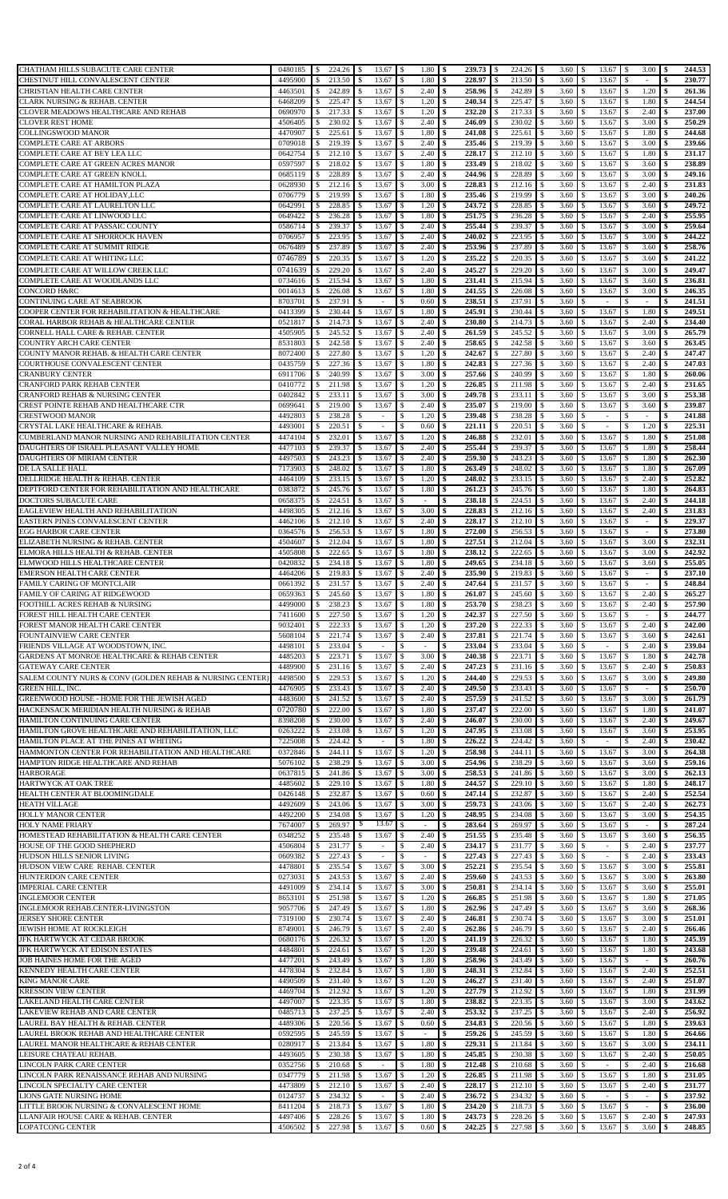| | | | | | | | | | | |
|---|---|---|---|---|---|---|---|---|---|---|
| CHATHAM HILLS SUBACUTE CARE CENTER | 0480185 | 224.26 | 13.67 | 1.80 | 239.73 | 224.26 | 3.60 | 13.67 | 3.00 | 244.53 |
| CHESTNUT HILL CONVALESCENT CENTER | 4495900 | 213.50 | 13.67 | 1.80 | 228.97 | 213.50 | 3.60 | 13.67 | - | 230.77 |
| CHRISTIAN HEALTH CARE CENTER | 4463501 | 242.89 | 13.67 | 2.40 | 258.96 | 242.89 | 3.60 | 13.67 | 1.20 | 261.36 |
| CLARK NURSING & REHAB. CENTER | 6468209 | 225.47 | 13.67 | 1.20 | 240.34 | 225.47 | 3.60 | 13.67 | 1.80 | 244.54 |
| CLOVER MEADOWS HEALTHCARE AND REHAB | 0690970 | 217.33 | 13.67 | 1.20 | 232.20 | 217.33 | 3.60 | 13.67 | 2.40 | 237.00 |
| CLOVER REST HOME | 4506405 | 230.02 | 13.67 | 2.40 | 246.09 | 230.02 | 3.60 | 13.67 | 3.00 | 250.29 |
| COLLINGSWOOD MANOR | 4470907 | 225.61 | 13.67 | 1.80 | 241.08 | 225.61 | 3.60 | 13.67 | 1.80 | 244.68 |
| COMPLETE CARE AT ARBORS | 0709018 | 219.39 | 13.67 | 2.40 | 235.46 | 219.39 | 3.60 | 13.67 | 3.00 | 239.66 |
| COMPLETE CARE AT BEY LEA LLC | 0642754 | 212.10 | 13.67 | 2.40 | 228.17 | 212.10 | 3.60 | 13.67 | 1.80 | 231.17 |
| COMPLETE CARE AT GREEN ACRES MANOR | 0597597 | 218.02 | 13.67 | 1.80 | 233.49 | 218.02 | 3.60 | 13.67 | 3.60 | 238.89 |
| COMPLETE CARE AT GREEN KNOLL | 0685119 | 228.89 | 13.67 | 2.40 | 244.96 | 228.89 | 3.60 | 13.67 | 3.00 | 249.16 |
| COMPLETE CARE AT HAMILTON PLAZA | 0628930 | 212.16 | 13.67 | 3.00 | 228.83 | 212.16 | 3.60 | 13.67 | 2.40 | 231.83 |
| COMPLETE CARE AT HOLIDAY,LLC | 0706779 | 219.99 | 13.67 | 1.80 | 235.46 | 219.99 | 3.60 | 13.67 | 3.00 | 240.26 |
| COMPLETE CARE AT LAURELTON LLC | 0642991 | 228.85 | 13.67 | 1.20 | 243.72 | 228.85 | 3.60 | 13.67 | 3.60 | 249.72 |
| COMPLETE CARE AT LINWOOD LLC | 0649422 | 236.28 | 13.67 | 1.80 | 251.75 | 236.28 | 3.60 | 13.67 | 2.40 | 255.95 |
| COMPLETE CARE AT PASSAIC COUNTY | 0586714 | 239.37 | 13.67 | 2.40 | 255.44 | 239.37 | 3.60 | 13.67 | 3.00 | 259.64 |
| COMPLETE CARE AT SHORROCK HAVEN | 0706957 | 223.95 | 13.67 | 2.40 | 240.02 | 223.95 | 3.60 | 13.67 | 3.00 | 244.22 |
| COMPLETE CARE AT SUMMIT RIDGE | 0676489 | 237.89 | 13.67 | 2.40 | 253.96 | 237.89 | 3.60 | 13.67 | 3.60 | 258.76 |
| COMPLETE CARE AT WHITING LLC | 0746789 | 220.35 | 13.67 | 1.20 | 235.22 | 220.35 | 3.60 | 13.67 | 3.60 | 241.22 |
| COMPLETE CARE AT WILLOW CREEK LLC | 0741639 | 229.20 | 13.67 | 2.40 | 245.27 | 229.20 | 3.60 | 13.67 | 3.00 | 249.47 |
| COMPLETE CARE AT WOODLANDS LLC | 0734616 | 215.94 | 13.67 | 1.80 | 231.41 | 215.94 | 3.60 | 13.67 | 3.60 | 236.81 |
| CONCORD H&RC | 0014613 | 226.08 | 13.67 | 1.80 | 241.55 | 226.08 | 3.60 | 13.67 | 3.00 | 246.35 |
| CONTINUING CARE AT SEABROOK | 8703701 | 237.91 | - | 0.60 | 238.51 | 237.91 | 3.60 | - | - | 241.51 |
| COOPER CENTER FOR REHABILITATION & HEALTHCARE | 0413399 | 230.44 | 13.67 | 1.80 | 245.91 | 230.44 | 3.60 | 13.67 | 1.80 | 249.51 |
| CORAL HARBOR REHAB & HEALTHCARE CENTER | 0521817 | 214.73 | 13.67 | 2.40 | 230.80 | 214.73 | 3.60 | 13.67 | 2.40 | 234.40 |
| CORNELL HALL CARE & REHAB. CENTER | 4505905 | 245.52 | 13.67 | 2.40 | 261.59 | 245.52 | 3.60 | 13.67 | 3.00 | 265.79 |
| COUNTRY ARCH CARE CENTER | 8531803 | 242.58 | 13.67 | 2.40 | 258.65 | 242.58 | 3.60 | 13.67 | 3.60 | 263.45 |
| COUNTY MANOR REHAB. & HEALTH CARE CENTER | 8072400 | 227.80 | 13.67 | 1.20 | 242.67 | 227.80 | 3.60 | 13.67 | 2.40 | 247.47 |
| COURTHOUSE CONVALESCENT CENTER | 0435759 | 227.36 | 13.67 | 1.80 | 242.83 | 227.36 | 3.60 | 13.67 | 2.40 | 247.03 |
| CRANBURY CENTER | 6911706 | 240.99 | 13.67 | 3.00 | 257.66 | 240.99 | 3.60 | 13.67 | 1.80 | 260.06 |
| CRANFORD PARK REHAB CENTER | 0410772 | 211.98 | 13.67 | 1.20 | 226.85 | 211.98 | 3.60 | 13.67 | 2.40 | 231.65 |
| CRANFORD REHAB & NURSING CENTER | 0402842 | 233.11 | 13.67 | 3.00 | 249.78 | 233.11 | 3.60 | 13.67 | 3.00 | 253.38 |
| CREST POINTE REHAB AND HEALTHCARE CTR | 0699641 | 219.00 | 13.67 | 2.40 | 235.07 | 219.00 | 3.60 | 13.67 | 3.60 | 239.87 |
| CRESTWOOD MANOR | 4492803 | 238.28 | - | 1.20 | 239.48 | 238.28 | 3.60 | - | - | 241.88 |
| CRYSTAL LAKE HEALTHCARE & REHAB. | 4493001 | 220.51 | - | 0.60 | 221.11 | 220.51 | 3.60 | - | 1.20 | 225.31 |
| CUMBERLAND MANOR NURSING AND REHABILITATION CENTER | 4474104 | 232.01 | 13.67 | 1.20 | 246.88 | 232.01 | 3.60 | 13.67 | 1.80 | 251.08 |
| DAUGHTERS OF ISRAEL PLEASANT VALLEY HOME | 4477103 | 239.37 | 13.67 | 2.40 | 255.44 | 239.37 | 3.60 | 13.67 | 1.80 | 258.44 |
| DAUGHTERS OF MIRIAM CENTER | 4497503 | 243.23 | 13.67 | 2.40 | 259.30 | 243.23 | 3.60 | 13.67 | 1.80 | 262.30 |
| DE LA SALLE HALL | 7173903 | 248.02 | 13.67 | 1.80 | 263.49 | 248.02 | 3.60 | 13.67 | 1.80 | 267.09 |
| DELLRIDGE HEALTH & REHAB. CENTER | 4464109 | 233.15 | 13.67 | 1.20 | 248.02 | 233.15 | 3.60 | 13.67 | 2.40 | 252.82 |
| DEPTFORD CENTER FOR REHABILITATION AND HEALTHCARE | 0383872 | 245.76 | 13.67 | 1.80 | 261.23 | 245.76 | 3.60 | 13.67 | 1.80 | 264.83 |
| DOCTORS SUBACUTE CARE | 0658375 | 224.51 | 13.67 | - | 238.18 | 224.51 | 3.60 | 13.67 | 2.40 | 244.18 |
| EAGLEVIEW HEALTH AND REHABILITATION | 4498305 | 212.16 | 13.67 | 3.00 | 228.83 | 212.16 | 3.60 | 13.67 | 2.40 | 231.83 |
| EASTERN PINES CONVALESCENT CENTER | 4462106 | 212.10 | 13.67 | 2.40 | 228.17 | 212.10 | 3.60 | 13.67 | - | 229.37 |
| EGG HARBOR CARE CENTER | 0364576 | 256.53 | 13.67 | 1.80 | 272.00 | 256.53 | 3.60 | 13.67 | - | 273.80 |
| ELIZABETH NURSING & REHAB. CENTER | 4504607 | 212.04 | 13.67 | 1.80 | 227.51 | 212.04 | 3.60 | 13.67 | 3.00 | 232.31 |
| ELMORA HILLS HEALTH & REHAB. CENTER | 4505808 | 222.65 | 13.67 | 1.80 | 238.12 | 222.65 | 3.60 | 13.67 | 3.00 | 242.92 |
| ELMWOOD HILLS HEALTHCARE CENTER | 0420832 | 234.18 | 13.67 | 1.80 | 249.65 | 234.18 | 3.60 | 13.67 | 3.60 | 255.05 |
| EMERSON HEALTH CARE CENTER | 4464206 | 219.83 | 13.67 | 2.40 | 235.90 | 219.83 | 3.60 | 13.67 | - | 237.10 |
| FAMILY CARING OF MONTCLAIR | 0661392 | 231.57 | 13.67 | 2.40 | 247.64 | 231.57 | 3.60 | 13.67 | - | 248.84 |
| FAMILY OF CARING AT RIDGEWOOD | 0659363 | 245.60 | 13.67 | 1.80 | 261.07 | 245.60 | 3.60 | 13.67 | 2.40 | 265.27 |
| FOOTHILL ACRES REHAB & NURSING | 4499000 | 238.23 | 13.67 | 1.80 | 253.70 | 238.23 | 3.60 | 13.67 | 2.40 | 257.90 |
| FOREST HILL HEALTH CARE CENTER | 7411600 | 227.50 | 13.67 | 1.20 | 242.37 | 227.50 | 3.60 | 13.67 | - | 244.77 |
| FOREST MANOR HEALTH CARE CENTER | 9032401 | 222.33 | 13.67 | 1.20 | 237.20 | 222.33 | 3.60 | 13.67 | 2.40 | 242.00 |
| FOUNTAINVIEW CARE CENTER | 5608104 | 221.74 | 13.67 | 2.40 | 237.81 | 221.74 | 3.60 | 13.67 | 3.60 | 242.61 |
| FRIENDS VILLAGE AT WOODSTOWN, INC. | 4498101 | 233.04 | - | - | 233.04 | 233.04 | 3.60 | - | 2.40 | 239.04 |
| GARDENS AT MONROE HEALTHCARE & REHAB CENTER | 4485203 | 223.71 | 13.67 | 3.00 | 240.38 | 223.71 | 3.60 | 13.67 | 1.80 | 242.78 |
| GATEWAY CARE CENTER | 4489900 | 231.16 | 13.67 | 2.40 | 247.23 | 231.16 | 3.60 | 13.67 | 2.40 | 250.83 |
| SALEM COUNTY NURS & CONV (GOLDEN REHAB & NURSING CENTER) | 4498500 | 229.53 | 13.67 | 1.20 | 244.40 | 229.53 | 3.60 | 13.67 | 3.00 | 249.80 |
| GREEN HILL, INC. | 4476905 | 233.43 | 13.67 | 2.40 | 249.50 | 233.43 | 3.60 | 13.67 | - | 250.70 |
| GREENWOOD HOUSE - HOME FOR THE JEWISH AGED | 4483600 | 241.52 | 13.67 | 2.40 | 257.59 | 241.52 | 3.60 | 13.67 | 3.00 | 261.79 |
| HACKENSACK MERIDIAN HEALTH NURSING & REHAB | 0720780 | 222.00 | 13.67 | 1.80 | 237.47 | 222.00 | 3.60 | 13.67 | 1.80 | 241.07 |
| HAMILTON CONTINUING CARE CENTER | 8398208 | 230.00 | 13.67 | 2.40 | 246.07 | 230.00 | 3.60 | 13.67 | 2.40 | 249.67 |
| HAMILTON GROVE HEALTHCARE AND REHABILITATION, LLC | 0263222 | 233.08 | 13.67 | 1.20 | 247.95 | 233.08 | 3.60 | 13.67 | 3.60 | 253.95 |
| HAMILTON PLACE AT THE PINES AT WHITING | 7225008 | 224.42 | - | 1.80 | 226.22 | 224.42 | 3.60 | - | 2.40 | 230.42 |
| HAMMONTON CENTER FOR REHABILITATION AND HEALTHCARE | 0372846 | 244.11 | 13.67 | 1.20 | 258.98 | 244.11 | 3.60 | 13.67 | 3.00 | 264.38 |
| HAMPTON RIDGE HEALTHCARE AND REHAB | 5076102 | 238.29 | 13.67 | 3.00 | 254.96 | 238.29 | 3.60 | 13.67 | 3.60 | 259.16 |
| HARBORAGE | 0637815 | 241.86 | 13.67 | 3.00 | 258.53 | 241.86 | 3.60 | 13.67 | 3.00 | 262.13 |
| HARTWYCK AT OAK TREE | 4485602 | 229.10 | 13.67 | 1.80 | 244.57 | 229.10 | 3.60 | 13.67 | 1.80 | 248.17 |
| HEALTH CENTER AT BLOOMINGDALE | 0426148 | 232.87 | 13.67 | 0.60 | 247.14 | 232.87 | 3.60 | 13.67 | 2.40 | 252.54 |
| HEATH VILLAGE | 4492609 | 243.06 | 13.67 | 3.00 | 259.73 | 243.06 | 3.60 | 13.67 | 2.40 | 262.73 |
| HOLLY MANOR CENTER | 4492200 | 234.08 | 13.67 | 1.20 | 248.95 | 234.08 | 3.60 | 13.67 | 3.00 | 254.35 |
| HOLY NAME FRIARY | 7674007 | 269.97 | 13.67 | - | 283.64 | 269.97 | 3.60 | 13.67 | - | 287.24 |
| HOMESTEAD REHABILITATION & HEALTH CARE CENTER | 0348252 | 235.48 | 13.67 | 2.40 | 251.55 | 235.48 | 3.60 | 13.67 | 3.60 | 256.35 |
| HOUSE OF THE GOOD SHEPHERD | 4506804 | 231.77 | - | 2.40 | 234.17 | 231.77 | 3.60 | - | 2.40 | 237.77 |
| HUDSON HILLS SENIOR LIVING | 0609382 | 227.43 | - | - | 227.43 | 227.43 | 3.60 | - | 2.40 | 233.43 |
| HUDSON VIEW CARE REHAB. CENTER | 4478801 | 235.54 | 13.67 | 3.00 | 252.21 | 235.54 | 3.60 | 13.67 | 3.00 | 255.81 |
| HUNTERDON CARE CENTER | 0273031 | 243.53 | 13.67 | 2.40 | 259.60 | 243.53 | 3.60 | 13.67 | 3.00 | 263.80 |
| IMPERIAL CARE CENTER | 4491009 | 234.14 | 13.67 | 3.00 | 250.81 | 234.14 | 3.60 | 13.67 | 3.60 | 255.01 |
| INGLEMOOR CENTER | 8653101 | 251.98 | 13.67 | 1.20 | 266.85 | 251.98 | 3.60 | 13.67 | 1.80 | 271.05 |
| INGLEMOOR REHAB.CENTER-LIVINGSTON | 9057706 | 247.49 | 13.67 | 1.80 | 262.96 | 247.49 | 3.60 | 13.67 | 3.60 | 268.36 |
| JERSEY SHORE CENTER | 7319100 | 230.74 | 13.67 | 2.40 | 246.81 | 230.74 | 3.60 | 13.67 | 3.00 | 251.01 |
| JEWISH HOME AT ROCKLEIGH | 8749001 | 246.79 | 13.67 | 2.40 | 262.86 | 246.79 | 3.60 | 13.67 | 2.40 | 266.46 |
| JFK HARTWYCK AT CEDAR BROOK | 0680176 | 226.32 | 13.67 | 1.20 | 241.19 | 226.32 | 3.60 | 13.67 | 1.80 | 245.39 |
| JFK HARTWYCK AT EDISON ESTATES | 4484801 | 224.61 | 13.67 | 1.20 | 239.48 | 224.61 | 3.60 | 13.67 | 1.80 | 243.68 |
| JOB HAINES HOME FOR THE AGED | 4477201 | 243.49 | 13.67 | 1.80 | 258.96 | 243.49 | 3.60 | 13.67 | - | 260.76 |
| KENNEDY HEALTH CARE CENTER | 4478304 | 232.84 | 13.67 | 1.80 | 248.31 | 232.84 | 3.60 | 13.67 | 2.40 | 252.51 |
| KING MANOR CARE | 4490509 | 231.40 | 13.67 | 1.20 | 246.27 | 231.40 | 3.60 | 13.67 | 2.40 | 251.07 |
| KRESSON VIEW CENTER | 4469704 | 212.92 | 13.67 | 1.20 | 227.79 | 212.92 | 3.60 | 13.67 | 1.80 | 231.99 |
| LAKELAND HEALTH CARE CENTER | 4497007 | 223.35 | 13.67 | 1.80 | 238.82 | 223.35 | 3.60 | 13.67 | 3.00 | 243.62 |
| LAKEVIEW REHAB AND CARE CENTER | 0485713 | 237.25 | 13.67 | 2.40 | 253.32 | 237.25 | 3.60 | 13.67 | 2.40 | 256.92 |
| LAUREL BAY HEALTH & REHAB. CENTER | 4489306 | 220.56 | 13.67 | 0.60 | 234.83 | 220.56 | 3.60 | 13.67 | 1.80 | 239.63 |
| LAUREL BROOK REHAB AND HEALTHCARE CENTER | 0592595 | 245.59 | 13.67 | - | 259.26 | 245.59 | 3.60 | 13.67 | 1.80 | 264.66 |
| LAUREL MANOR HEALTHCARE & REHAB CENTER | 0280917 | 213.84 | 13.67 | 1.80 | 229.31 | 213.84 | 3.60 | 13.67 | 3.00 | 234.11 |
| LEISURE CHATEAU REHAB. | 4493605 | 230.38 | 13.67 | 1.80 | 245.85 | 230.38 | 3.60 | 13.67 | 2.40 | 250.05 |
| LINCOLN PARK CARE CENTER | 0352756 | 210.68 | - | 1.80 | 212.48 | 210.68 | 3.60 | - | 2.40 | 216.68 |
| LINCOLN PARK RENAISSANCE REHAB AND NURSING | 0347779 | 211.98 | 13.67 | 1.20 | 226.85 | 211.98 | 3.60 | 13.67 | 1.80 | 231.05 |
| LINCOLN SPECIALTY CARE CENTER | 4473809 | 212.10 | 13.67 | 2.40 | 228.17 | 212.10 | 3.60 | 13.67 | 2.40 | 231.77 |
| LIONS GATE NURSING HOME | 0124737 | 234.32 | - | 2.40 | 236.72 | 234.32 | 3.60 | - | - | 237.92 |
| LITTLE BROOK NURSING & CONVALESCENT HOME | 8411204 | 218.73 | 13.67 | 1.80 | 234.20 | 218.73 | 3.60 | 13.67 | - | 236.00 |
| LLANFAIR HOUSE CARE & REHAB. CENTER | 4497406 | 228.26 | 13.67 | 1.80 | 243.73 | 228.26 | 3.60 | 13.67 | 2.40 | 247.93 |
| LOPATCONG CENTER | 4506502 | 227.98 | 13.67 | 0.60 | 242.25 | 227.98 | 3.60 | 13.67 | 3.60 | 248.85 |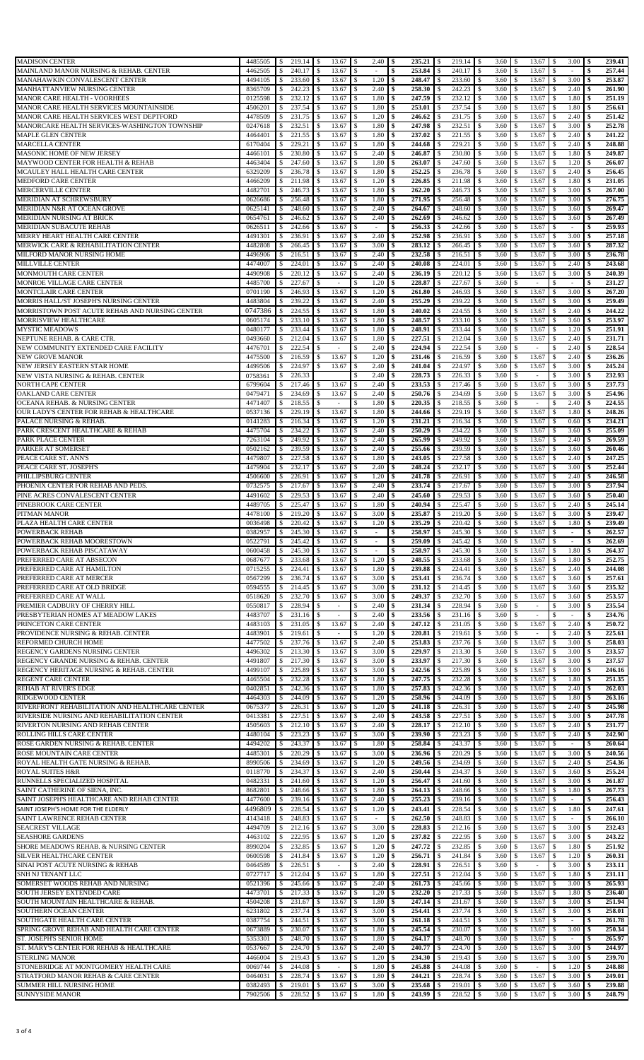| MADISON CENTER | 4485505 | $ 219.14 | $ 13.67 | $ 2.40 | $ 235.21 | $ 219.14 | $ 3.60 | $ 13.67 | $ 3.00 | $ 239.41 |
|---|---|---|---|---|---|---|---|---|---|---|
| MAINLAND MANOR NURSING & REHAB. CENTER | 4462505 | $ 240.17 | $ 13.67 | $ - | $ 253.84 | $ 240.17 | $ 3.60 | $ 13.67 | $ - | $ 257.44 |
| MANAHAWKIN CONVALESCENT CENTER | 4494105 | $ 233.60 | $ 13.67 | $ 1.20 | $ 248.47 | $ 233.60 | $ 3.60 | $ 13.67 | $ 3.00 | $ 253.87 |
| MANHATTANVIEW NURSING CENTER | 8365709 | $ 242.23 | $ 13.67 | $ 2.40 | $ 258.30 | $ 242.23 | $ 3.60 | $ 13.67 | $ 2.40 | $ 261.90 |
| MANOR CARE HEALTH - VOORHEES | 0125598 | $ 232.12 | $ 13.67 | $ 1.80 | $ 247.59 | $ 232.12 | $ 3.60 | $ 13.67 | $ 1.80 | $ 251.19 |
| MANOR CARE HEALTH SERVICES MOUNTAINSIDE | 4506201 | $ 237.54 | $ 13.67 | $ 1.80 | $ 253.01 | $ 237.54 | $ 3.60 | $ 13.67 | $ 1.80 | $ 256.61 |
| MANOR CARE HEALTH SERVICES WEST DEPTFORD | 4478509 | $ 231.75 | $ 13.67 | $ 1.20 | $ 246.62 | $ 231.75 | $ 3.60 | $ 13.67 | $ 2.40 | $ 251.42 |
| MANORCARE HEALTH SERVICES-WASHINGTON TOWNSHIP | 0247618 | $ 232.51 | $ 13.67 | $ 1.80 | $ 247.98 | $ 232.51 | $ 3.60 | $ 13.67 | $ 3.00 | $ 252.78 |
| MAPLE GLEN CENTER | 4464401 | $ 221.55 | $ 13.67 | $ 1.80 | $ 237.02 | $ 221.55 | $ 3.60 | $ 13.67 | $ 2.40 | $ 241.22 |
| MARCELLA CENTER | 6170404 | $ 229.21 | $ 13.67 | $ 1.80 | $ 244.68 | $ 229.21 | $ 3.60 | $ 13.67 | $ 2.40 | $ 248.88 |
| MASONIC HOME OF NEW JERSEY | 4466101 | $ 230.80 | $ 13.67 | $ 2.40 | $ 246.87 | $ 230.80 | $ 3.60 | $ 13.67 | $ 1.80 | $ 249.87 |
| MAYWOOD CENTER FOR HEALTH & REHAB | 4463404 | $ 247.60 | $ 13.67 | $ 1.80 | $ 263.07 | $ 247.60 | $ 3.60 | $ 13.67 | $ 1.20 | $ 266.07 |
| MCAULEY HALL HEALTH CARE CENTER | 6329209 | $ 236.78 | $ 13.67 | $ 1.80 | $ 252.25 | $ 236.78 | $ 3.60 | $ 13.67 | $ 2.40 | $ 256.45 |
| MEDFORD CARE CENTER | 4466209 | $ 211.98 | $ 13.67 | $ 1.20 | $ 226.85 | $ 211.98 | $ 3.60 | $ 13.67 | $ 1.80 | $ 231.05 |
| MERCERVILLE CENTER | 4482701 | $ 246.73 | $ 13.67 | $ 1.80 | $ 262.20 | $ 246.73 | $ 3.60 | $ 13.67 | $ 3.00 | $ 267.00 |
| MERIDIAN AT SCHREWSBURY | 0626686 | $ 256.48 | $ 13.67 | $ 1.80 | $ 271.95 | $ 256.48 | $ 3.60 | $ 13.67 | $ 3.00 | $ 276.75 |
| MERIDIAN N&R AT OCEAN GROVE | 0625141 | $ 248.60 | $ 13.67 | $ 2.40 | $ 264.67 | $ 248.60 | $ 3.60 | $ 13.67 | $ 3.60 | $ 269.47 |
| MERIDIAN NURSING AT BRICK | 0654761 | $ 246.62 | $ 13.67 | $ 2.40 | $ 262.69 | $ 246.62 | $ 3.60 | $ 13.67 | $ 3.60 | $ 267.49 |
| MERIDIAN SUBACUTE REHAB | 0626511 | $ 242.66 | $ 13.67 | $ - | $ 256.33 | $ 242.66 | $ 3.60 | $ 13.67 | $ - | $ 259.93 |
| MERRY HEART HEALTH CARE CENTER | 4491301 | $ 236.91 | $ 13.67 | $ 2.40 | $ 252.98 | $ 236.91 | $ 3.60 | $ 13.67 | $ 3.00 | $ 257.18 |
| MERWICK CARE & REHABILITATION CENTER | 4482808 | $ 266.45 | $ 13.67 | $ 3.00 | $ 283.12 | $ 266.45 | $ 3.60 | $ 13.67 | $ 3.60 | $ 287.32 |
| MILFORD MANOR NURSING HOME | 4496906 | $ 216.51 | $ 13.67 | $ 2.40 | $ 232.58 | $ 216.51 | $ 3.60 | $ 13.67 | $ 3.00 | $ 236.78 |
| MILLVILLE CENTER | 4474007 | $ 224.01 | $ 13.67 | $ 2.40 | $ 240.08 | $ 224.01 | $ 3.60 | $ 13.67 | $ 2.40 | $ 243.68 |
| MONMOUTH CARE CENTER | 4490908 | $ 220.12 | $ 13.67 | $ 2.40 | $ 236.19 | $ 220.12 | $ 3.60 | $ 13.67 | $ 3.00 | $ 240.39 |
| MONROE VILLAGE CARE CENTER | 4485700 | $ 227.67 | $ - | $ 1.20 | $ 228.87 | $ 227.67 | $ 3.60 | $ - | $ - | $ 231.27 |
| MONTCLAIR CARE CENTER | 0701190 | $ 246.93 | $ 13.67 | $ 1.20 | $ 261.80 | $ 246.93 | $ 3.60 | $ 13.67 | $ 3.00 | $ 267.20 |
| MORRIS HALL/ST JOSEPH'S NURSING CENTER | 4483804 | $ 239.22 | $ 13.67 | $ 2.40 | $ 255.29 | $ 239.22 | $ 3.60 | $ 13.67 | $ 3.00 | $ 259.49 |
| MORRISTOWN POST ACUTE REHAB AND NURSING CENTER | 0747386 | $ 224.55 | $ 13.67 | $ 1.80 | $ 240.02 | $ 224.55 | $ 3.60 | $ 13.67 | $ 2.40 | $ 244.22 |
| MORRISVIEW HEALTHCARE | 0605174 | $ 233.10 | $ 13.67 | $ 1.80 | $ 248.57 | $ 233.10 | $ 3.60 | $ 13.67 | $ 3.60 | $ 253.97 |
| MYSTIC MEADOWS | 0480177 | $ 233.44 | $ 13.67 | $ 1.80 | $ 248.91 | $ 233.44 | $ 3.60 | $ 13.67 | $ 1.20 | $ 251.91 |
| NEPTUNE REHAB. & CARE CTR. | 0493660 | $ 212.04 | $ 13.67 | $ 1.80 | $ 227.51 | $ 212.04 | $ 3.60 | $ 13.67 | $ 2.40 | $ 231.71 |
| NEW COMMUNITY EXTENDED CARE FACILITY | 4476701 | $ 222.54 | $ - | $ 2.40 | $ 224.94 | $ 222.54 | $ 3.60 | $ - | $ 2.40 | $ 228.54 |
| NEW GROVE MANOR | 4475500 | $ 216.59 | $ 13.67 | $ 1.20 | $ 231.46 | $ 216.59 | $ 3.60 | $ 13.67 | $ 2.40 | $ 236.26 |
| NEW JERSEY EASTERN STAR HOME | 4499506 | $ 224.97 | $ 13.67 | $ 2.40 | $ 241.04 | $ 224.97 | $ 3.60 | $ 13.67 | $ 3.00 | $ 245.24 |
| NEW VISTA NURSING & REHAB. CENTER | 0758361 | $ 226.33 | | $ 2.40 | $ 228.73 | $ 226.33 | $ 3.60 | $ - | $ 3.00 | $ 232.93 |
| NORTH CAPE CENTER | 6799604 | $ 217.46 | $ 13.67 | $ 2.40 | $ 233.53 | $ 217.46 | $ 3.60 | $ 13.67 | $ 3.00 | $ 237.73 |
| OAKLAND CARE CENTER | 0479471 | $ 234.69 | $ 13.67 | $ 2.40 | $ 250.76 | $ 234.69 | $ 3.60 | $ 13.67 | $ 3.00 | $ 254.96 |
| OCEANA REHAB. & NURSING CENTER | 4471407 | $ 218.55 | $ - | $ 1.80 | $ 220.35 | $ 218.55 | $ 3.60 | $ - | $ 2.40 | $ 224.55 |
| OUR LADY'S CENTER FOR REHAB & HEALTHCARE | 0537136 | $ 229.19 | $ 13.67 | $ 1.80 | $ 244.66 | $ 229.19 | $ 3.60 | $ 13.67 | $ 1.80 | $ 248.26 |
| PALACE NURSING & REHAB. | 0141283 | $ 216.34 | $ 13.67 | $ 1.20 | $ 231.21 | $ 216.34 | $ 3.60 | $ 13.67 | $ 0.60 | $ 234.21 |
| PARK CRESCENT HEALTHCARE & REHAB | 4475704 | $ 234.22 | $ 13.67 | $ 2.40 | $ 250.29 | $ 234.22 | $ 3.60 | $ 13.67 | $ 3.60 | $ 255.09 |
| PARK PLACE CENTER | 7263104 | $ 249.92 | $ 13.67 | $ 2.40 | $ 265.99 | $ 249.92 | $ 3.60 | $ 13.67 | $ 2.40 | $ 269.59 |
| PARKER AT SOMERSET | 0502162 | $ 239.59 | $ 13.67 | $ 2.40 | $ 255.66 | $ 239.59 | $ 3.60 | $ 13.67 | $ 3.60 | $ 260.46 |
| PEACE CARE ST. ANN'S | 4479807 | $ 227.58 | $ 13.67 | $ 1.80 | $ 243.05 | $ 227.58 | $ 3.60 | $ 13.67 | $ 2.40 | $ 247.25 |
| PEACE CARE ST. JOSEPH'S | 4479904 | $ 232.17 | $ 13.67 | $ 2.40 | $ 248.24 | $ 232.17 | $ 3.60 | $ 13.67 | $ 3.00 | $ 252.44 |
| PHILLIPSBURG CENTER | 4506600 | $ 226.91 | $ 13.67 | $ 1.20 | $ 241.78 | $ 226.91 | $ 3.60 | $ 13.67 | $ 2.40 | $ 246.58 |
| PHOENIX CENTER FOR REHAB AND PEDS. | 0732575 | $ 217.67 | $ 13.67 | $ 2.40 | $ 233.74 | $ 217.67 | $ 3.60 | $ 13.67 | $ 3.00 | $ 237.94 |
| PINE ACRES CONVALESCENT CENTER | 4491602 | $ 229.53 | $ 13.67 | $ 2.40 | $ 245.60 | $ 229.53 | $ 3.60 | $ 13.67 | $ 3.60 | $ 250.40 |
| PINEBROOK CARE CENTER | 4489705 | $ 225.47 | $ 13.67 | $ 1.80 | $ 240.94 | $ 225.47 | $ 3.60 | $ 13.67 | $ 2.40 | $ 245.14 |
| PITMAN MANOR | 4478100 | $ 219.20 | $ 13.67 | $ 3.00 | $ 235.87 | $ 219.20 | $ 3.60 | $ 13.67 | $ 3.00 | $ 239.47 |
| PLAZA HEALTH CARE CENTER | 0036498 | $ 220.42 | $ 13.67 | $ 1.20 | $ 235.29 | $ 220.42 | $ 3.60 | $ 13.67 | $ 1.80 | $ 239.49 |
| POWERBACK REHAB | 0382957 | $ 245.30 | $ 13.67 | $ - | $ 258.97 | $ 245.30 | $ 3.60 | $ 13.67 | $ - | $ 262.57 |
| POWERBACK REHAB MOORESTOWN | 0522791 | $ 245.42 | $ 13.67 | $ - | $ 259.09 | $ 245.42 | $ 3.60 | $ 13.67 | $ - | $ 262.69 |
| POWERBACK REHAB PISCATAWAY | 0600458 | $ 245.30 | $ 13.67 | $ - | $ 258.97 | $ 245.30 | $ 3.60 | $ 13.67 | $ 1.80 | $ 264.37 |
| PREFERRED CARE AT ABSECON | 0687677 | $ 233.68 | $ 13.67 | $ 1.20 | $ 248.55 | $ 233.68 | $ 3.60 | $ 13.67 | $ 1.80 | $ 252.75 |
| PREFERRED CARE AT HAMILTON | 0715255 | $ 224.41 | $ 13.67 | $ 1.80 | $ 239.88 | $ 224.41 | $ 3.60 | $ 13.67 | $ 2.40 | $ 244.08 |
| PREFERRED CARE AT MERCER | 0567299 | $ 236.74 | $ 13.67 | $ 3.00 | $ 253.41 | $ 236.74 | $ 3.60 | $ 13.67 | $ 3.60 | $ 257.61 |
| PREFERRED CARE AT OLD BRIDGE | 0594555 | $ 214.45 | $ 13.67 | $ 3.00 | $ 231.12 | $ 214.45 | $ 3.60 | $ 13.67 | $ 3.60 | $ 235.32 |
| PREFERRED CARE AT WALL | 0518620 | $ 232.70 | $ 13.67 | $ 3.00 | $ 249.37 | $ 232.70 | $ 3.60 | $ 13.67 | $ 3.60 | $ 253.57 |
| PREMIER CADBURY OF CHERRY HILL | 0550817 | $ 228.94 | $ - | $ 2.40 | $ 231.34 | $ 228.94 | $ 3.60 | $ - | $ 3.00 | $ 235.54 |
| PRESBYTERIAN HOMES AT MEADOW LAKES | 4483707 | $ 231.16 | $ - | $ 2.40 | $ 233.56 | $ 231.16 | $ 3.60 | $ - | $ - | $ 234.76 |
| PRINCETON CARE CENTER | 4483103 | $ 231.05 | $ 13.67 | $ 2.40 | $ 247.12 | $ 231.05 | $ 3.60 | $ 13.67 | $ 2.40 | $ 250.72 |
| PROVIDENCE NURSING & REHAB. CENTER | 4483901 | $ 219.61 | $ - | $ 1.20 | $ 220.81 | $ 219.61 | $ 3.60 | $ - | $ 2.40 | $ 225.61 |
| REFORMED CHURCH HOME | 4477502 | $ 237.76 | $ 13.67 | $ 2.40 | $ 253.83 | $ 237.76 | $ 3.60 | $ 13.67 | $ 3.00 | $ 258.03 |
| REGENCY GARDENS NURSING CENTER | 4496302 | $ 213.30 | $ 13.67 | $ 3.00 | $ 229.97 | $ 213.30 | $ 3.60 | $ 13.67 | $ 3.00 | $ 233.57 |
| REGENCY GRANDE NURSING & REHAB. CENTER | 4491807 | $ 217.30 | $ 13.67 | $ 3.00 | $ 233.97 | $ 217.30 | $ 3.60 | $ 13.67 | $ 3.00 | $ 237.57 |
| REGENCY HERITAGE NURSING & REHAB. CENTER | 4499107 | $ 225.89 | $ 13.67 | $ 3.00 | $ 242.56 | $ 225.89 | $ 3.60 | $ 13.67 | $ 3.00 | $ 246.16 |
| REGENT CARE CENTER | 4465504 | $ 232.28 | $ 13.67 | $ 1.80 | $ 247.75 | $ 232.28 | $ 3.60 | $ 13.67 | $ 1.80 | $ 251.35 |
| REHAB AT RIVER'S EDGE | 0402851 | $ 242.36 | $ 13.67 | $ 1.80 | $ 257.83 | $ 242.36 | $ 3.60 | $ 13.67 | $ 2.40 | $ 262.03 |
| RIDGEWOOD CENTER | 4464303 | $ 244.09 | $ 13.67 | $ 1.20 | $ 258.96 | $ 244.09 | $ 3.60 | $ 13.67 | $ 1.80 | $ 263.16 |
| RIVERFRONT REHABILITATION AND HEALTHCARE CENTER | 0675377 | $ 226.31 | $ 13.67 | $ 1.20 | $ 241.18 | $ 226.31 | $ 3.60 | $ 13.67 | $ 2.40 | $ 245.98 |
| RIVERSIDE NURSING AND REHABILITATION CENTER | 0413381 | $ 227.51 | $ 13.67 | $ 2.40 | $ 243.58 | $ 227.51 | $ 3.60 | $ 13.67 | $ 3.00 | $ 247.78 |
| RIVERTON NURSING AND REHAB CENTER | 4505603 | $ 212.10 | $ 13.67 | $ 2.40 | $ 228.17 | $ 212.10 | $ 3.60 | $ 13.67 | $ 2.40 | $ 231.77 |
| ROLLING HILLS CARE CENTER | 4480104 | $ 223.23 | $ 13.67 | $ 3.00 | $ 239.90 | $ 223.23 | $ 3.60 | $ 13.67 | $ 2.40 | $ 242.90 |
| ROSE GARDEN NURSING & REHAB. CENTER | 4494202 | $ 243.37 | $ 13.67 | $ 1.80 | $ 258.84 | $ 243.37 | $ 3.60 | $ 13.67 | $ - | $ 260.64 |
| ROSE MOUNTAIN CARE CENTER | 4485301 | $ 220.29 | $ 13.67 | $ 3.00 | $ 236.96 | $ 220.29 | $ 3.60 | $ 13.67 | $ 3.00 | $ 240.56 |
| ROYAL HEALTH GATE NURSING & REHAB. | 8990506 | $ 234.69 | $ 13.67 | $ 1.20 | $ 249.56 | $ 234.69 | $ 3.60 | $ 13.67 | $ 2.40 | $ 254.36 |
| ROYAL SUITES H&R | 0118770 | $ 234.37 | $ 13.67 | $ 2.40 | $ 250.44 | $ 234.37 | $ 3.60 | $ 13.67 | $ 3.60 | $ 255.24 |
| RUNNELLS SPECIALIZED HOSPITAL | 0482331 | $ 241.60 | $ 13.67 | $ 1.20 | $ 256.47 | $ 241.60 | $ 3.60 | $ 13.67 | $ 3.00 | $ 261.87 |
| SAINT CATHERINE OF SIENA, INC. | 8682801 | $ 248.66 | $ 13.67 | $ 1.80 | $ 264.13 | $ 248.66 | $ 3.60 | $ 13.67 | $ 1.80 | $ 267.73 |
| SAINT JOSEPH'S HEALTHCARE AND REHAB CENTER | 4477600 | $ 239.16 | $ 13.67 | $ 2.40 | $ 255.23 | $ 239.16 | $ 3.60 | $ 13.67 | $ - | $ 256.43 |
| SAINT JOSEPH'S HOME FOR THE ELDERLY | 4496809 | $ 228.54 | $ 13.67 | $ 1.20 | $ 243.41 | $ 228.54 | $ 3.60 | $ 13.67 | $ 1.80 | $ 247.61 |
| SAINT LAWRENCE REHAB CENTER | 4143418 | $ 248.83 | $ 13.67 | $ - | $ 262.50 | $ 248.83 | $ 3.60 | $ 13.67 | $ - | $ 266.10 |
| SEACREST VILLAGE | 4494709 | $ 212.16 | $ 13.67 | $ 3.00 | $ 228.83 | $ 212.16 | $ 3.60 | $ 13.67 | $ 3.00 | $ 232.43 |
| SEASHORE GARDENS | 4463102 | $ 222.95 | $ 13.67 | $ 1.20 | $ 237.82 | $ 222.95 | $ 3.60 | $ 13.67 | $ 3.00 | $ 243.22 |
| SHORE MEADOWS REHAB. & NURSING CENTER | 8990204 | $ 232.85 | $ 13.67 | $ 1.20 | $ 247.72 | $ 232.85 | $ 3.60 | $ 13.67 | $ 1.80 | $ 251.92 |
| SILVER HEALTHCARE CENTER | 0600598 | $ 241.84 | $ 13.67 | $ 1.20 | $ 256.71 | $ 241.84 | $ 3.60 | $ 13.67 | $ 1.20 | $ 260.31 |
| SINAI POST ACUTE NURSING & REHAB | 0464589 | $ 226.51 | $ - | $ 2.40 | $ 228.91 | $ 226.51 | $ 3.60 | $ - | $ 3.00 | $ 233.11 |
| SNH NJ TENANT LLC | 0727717 | $ 212.04 | $ 13.67 | $ 1.80 | $ 227.51 | $ 212.04 | $ 3.60 | $ 13.67 | $ 1.80 | $ 231.11 |
| SOMERSET WOODS REHAB AND NURSING | 0521396 | $ 245.66 | $ 13.67 | $ 2.40 | $ 261.73 | $ 245.66 | $ 3.60 | $ 13.67 | $ 3.00 | $ 265.93 |
| SOUTH JERSEY EXTENDED CARE | 4473701 | $ 217.33 | $ 13.67 | $ 1.20 | $ 232.20 | $ 217.33 | $ 3.60 | $ 13.67 | $ 1.80 | $ 236.40 |
| SOUTH MOUNTAIN HEALTHCARE & REHAB. | 4504208 | $ 231.67 | $ 13.67 | $ 1.80 | $ 247.14 | $ 231.67 | $ 3.60 | $ 13.67 | $ 3.00 | $ 251.94 |
| SOUTHERN OCEAN CENTER | 6231802 | $ 237.74 | $ 13.67 | $ 3.00 | $ 254.41 | $ 237.74 | $ 3.60 | $ 13.67 | $ 3.00 | $ 258.01 |
| SOUTHGATE HEALTH CARE CENTER | 0387754 | $ 244.51 | $ 13.67 | $ 3.00 | $ 261.18 | $ 244.51 | $ 3.60 | $ 13.67 | $ - | $ 261.78 |
| SPRING GROVE REHAB AND HEALTH CARE CENTER | 0673889 | $ 230.07 | $ 13.67 | $ 1.80 | $ 245.54 | $ 230.07 | $ 3.60 | $ 13.67 | $ 3.00 | $ 250.34 |
| ST. JOSEPH'S SENIOR HOME | 5353301 | $ 248.70 | $ 13.67 | $ 1.80 | $ 264.17 | $ 248.70 | $ 3.60 | $ 13.67 | $ - | $ 265.97 |
| ST. MARY'S CENTER FOR REHAB & HEALTHCARE | 0537667 | $ 224.70 | $ 13.67 | $ 2.40 | $ 240.77 | $ 224.70 | $ 3.60 | $ 13.67 | $ 3.00 | $ 244.97 |
| STERLING MANOR | 4466004 | $ 219.43 | $ 13.67 | $ 1.20 | $ 234.30 | $ 219.43 | $ 3.60 | $ 13.67 | $ 3.00 | $ 239.70 |
| STONEBRIDGE AT MONTGOMERY HEALTH CARE | 0069744 | $ 244.08 | $ - | $ 1.80 | $ 245.88 | $ 244.08 | $ 3.60 | $ - | $ 1.20 | $ 248.88 |
| STRATFORD MANOR REHAB & CARE CENTER | 0464031 | $ 228.74 | $ 13.67 | $ 1.80 | $ 244.21 | $ 228.74 | $ 3.60 | $ 13.67 | $ 3.00 | $ 249.01 |
| SUMMER HILL NURSING HOME | 0382493 | $ 219.01 | $ 13.67 | $ 3.00 | $ 235.68 | $ 219.01 | $ 3.60 | $ 13.67 | $ 3.60 | $ 239.88 |
| SUNNYSIDE MANOR | 7902506 | $ 228.52 | $ 13.67 | $ 1.80 | $ 243.99 | $ 228.52 | $ 3.60 | $ 13.67 | $ 3.00 | $ 248.79 |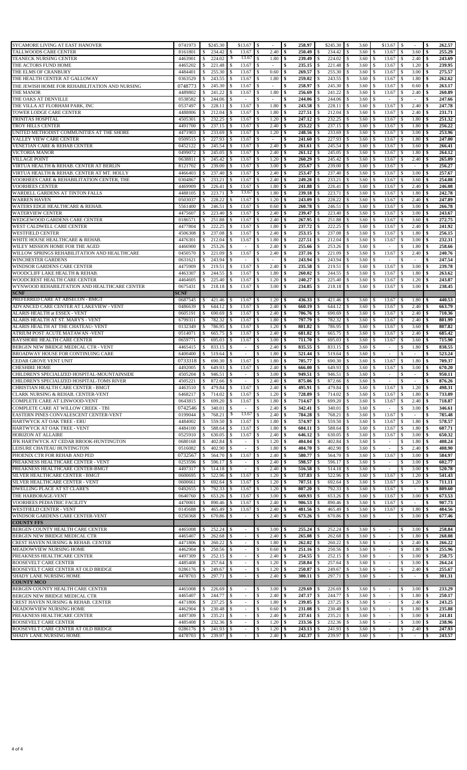| | | | | | | | | | | |
|---|---|---|---|---|---|---|---|---|---|---|
| SYCAMORE LIVING AT EAST HANOVER | 0741973 | $245.30 | $13.67 | $ - | **$ 258.97** | $245.30 | $ 3.60 | $13.67 | $ - | **$ 262.57** |
| TALLWOODS CARE CENTER | 8161801 | $ 234.42 | $ 13.67 | $ 2.40 | **$ 250.49** | $ 234.42 | $ 3.60 | $ 13.67 | $ 3.60 | **$ 255.29** |
| TEANECK NURSING CENTER | 4463901 | $ 224.02 | $ 13.67 | $ 1.80 | **$ 239.49** | $ 224.02 | $ 3.60 | $ 13.67 | $ 2.40 | **$ 243.69** |
| THE ACTORS FUND HOME | 4465202 | $ 221.48 | $ 13.67 | $ - | **$ 235.15** | $ 221.48 | $ 3.60 | $ 13.67 | $ 1.20 | **$ 239.95** |
| THE ELMS OF CRANBURY | 4484401 | $ 255.30 | $ 13.67 | $ 0.60 | **$ 269.57** | $ 255.30 | $ 3.60 | $ 13.67 | $ 3.00 | **$ 275.57** |
| THE HEALTH CENTER AT GALLOWAY | 0363529 | $ 243.55 | $ 13.67 | $ 1.80 | **$ 259.02** | $ 243.55 | $ 3.60 | $ 13.67 | $ 1.80 | **$ 262.62** |
| THE JEWISH HOME FOR REHABILITATION AND NURSING | 0748773 | $ 245.30 | $ 13.67 | $ - | **$ 258.97** | $ 245.30 | $ 3.60 | $ 13.67 | $ 0.60 | **$ 263.17** |
| THE MANOR | 4489802 | $ 241.22 | $ 13.67 | $ 1.80 | **$ 256.69** | $ 241.22 | $ 3.60 | $ 13.67 | $ 2.40 | **$ 260.89** |
| THE OAKS AT DENVILLE | 0538582 | $ 244.06 | $ - | $ - | **$ 244.06** | $ 244.06 | $ 3.60 | $ - | $ - | **$ 247.66** |
| THE VILLA AT FLORHAM PARK, INC | 0537497 | $ 228.11 | $ 13.67 | $ 1.80 | **$ 243.58** | $ 228.11 | $ 3.60 | $ 13.67 | $ 2.40 | **$ 247.78** |
| TOWER LODGE CARE CENTER | 4488806 | $ 212.04 | $ 13.67 | $ 1.80 | **$ 227.51** | $ 212.04 | $ 3.60 | $ 13.67 | $ 2.40 | **$ 231.71** |
| TRINITAS HOSPITAL | 4505301 | $ 232.25 | $ 13.67 | $ 1.20 | **$ 247.12** | $ 232.25 | $ 3.60 | $ 13.67 | $ 1.80 | **$ 251.32** |
| TROY HILLS CENTER | 4491700 | $ 237.15 | $ 13.67 | $ 2.40 | **$ 253.22** | $ 237.15 | $ 3.60 | $ 13.67 | $ 1.80 | **$ 256.22** |
| UNITED METHODIST COMMUNITIES AT THE SHORE | 4471903 | $ 233.69 | $ 13.67 | $ 1.20 | **$ 248.56** | $ 233.69 | $ 3.60 | $ 13.67 | $ 3.00 | **$ 253.96** |
| VALLEY VIEW CARE CENTER | 0509515 | $ 227.93 | $ 13.67 | $ - | **$ 241.60** | $ 227.93 | $ 3.60 | $ 13.67 | $ 1.80 | **$ 247.00** |
| VENETIAN CARE & REHAB CENTER | 0452122 | $ 245.54 | $ 13.67 | $ 2.40 | **$ 261.61** | $ 245.54 | $ 3.60 | $ 13.67 | $ 3.60 | **$ 266.41** |
| VICTORIA MANOR | 0499072 | $ 245.05 | $ 13.67 | $ 2.40 | **$ 261.12** | $ 245.05 | $ 3.60 | $ 13.67 | $ 1.80 | **$ 264.12** |
| VILLAGE POINT | 0638811 | $ 245.42 | $ 13.67 | $ 1.20 | **$ 260.29** | $ 245.42 | $ 3.60 | $ 13.67 | $ 2.40 | **$ 265.09** |
| VIRTUA HEALTH & REHAB. CENTER AT BERLIN | 8121702 | $ 239.00 | $ 13.67 | $ 3.00 | **$ 255.67** | $ 239.00 | $ 3.60 | $ 13.67 | $ - | **$ 256.27** |
| VIRTUA HEALTH & REHAB. CENTER AT MT. HOLLY | 4466403 | $ 237.40 | $ 13.67 | $ 2.40 | **$ 253.47** | $ 237.40 | $ 3.60 | $ 13.67 | $ 3.00 | **$ 257.67** |
| VOORHEES CARE & REHABILITATION CENTER, THE | 0304867 | $ 233.21 | $ 13.67 | $ 2.40 | **$ 249.28** | $ 233.21 | $ 3.60 | $ 13.67 | $ 3.60 | **$ 254.08** |
| VOORHEES CENTER | 4469909 | $ 226.41 | $ 13.67 | $ 1.80 | **$ 241.88** | $ 226.41 | $ 3.60 | $ 13.67 | $ 2.40 | **$ 246.08** |
| WARDELL GARDENS AT TINTON FALLS | 4488105 | $ 223.71 | $ 13.67 | $ 1.80 | **$ 239.18** | $ 223.71 | $ 3.60 | $ 13.67 | $ 1.80 | **$ 242.78** |
| WARREN HAVEN | 0503037 | $ 228.22 | $ 13.67 | $ 1.20 | **$ 243.09** | $ 228.22 | $ 3.60 | $ 13.67 | $ 2.40 | **$ 247.89** |
| WATERS EDGE HEALTHCARE & REHAB. | 5561400 | $ 246.51 | $ 13.67 | $ 0.60 | **$ 260.78** | $ 246.51 | $ 3.60 | $ 13.67 | $ 3.00 | **$ 266.78** |
| WATERVIEW CENTER | 4475607 | $ 223.40 | $ 13.67 | $ 2.40 | **$ 239.47** | $ 223.40 | $ 3.60 | $ 13.67 | $ 3.00 | **$ 243.67** |
| WEDGEWOOD GARDENS CARE CENTER | 0186571 | $ 251.88 | $ 13.67 | $ 2.40 | **$ 267.95** | $ 251.88 | $ 3.60 | $ 13.67 | $ 3.60 | **$ 272.75** |
| WEST CALDWELL CARE CENTER | 4477804 | $ 222.25 | $ 13.67 | $ 1.80 | **$ 237.72** | $ 222.25 | $ 3.60 | $ 13.67 | $ 2.40 | **$ 241.92** |
| WESTFIELD CENTER | 4506308 | $ 237.08 | $ 13.67 | $ 2.40 | **$ 253.15** | $ 237.08 | $ 3.60 | $ 13.67 | $ 1.80 | **$ 256.15** |
| WHITE HOUSE HEALTHCARE & REHAB. | 4476301 | $ 212.04 | $ 13.67 | $ 1.80 | **$ 227.51** | $ 212.04 | $ 3.60 | $ 13.67 | $ 3.00 | **$ 232.31** |
| WILEY MISSION HOME FOR THE AGED | 4466900 | $ 253.26 | $ - | $ 2.40 | **$ 255.66** | $ 253.26 | $ 3.60 | $ - | $ 1.80 | **$ 258.66** |
| WILLOW SPRINGS REHABILITATION AND HEALTHCARE | 0450570 | $ 221.09 | $ 13.67 | $ 2.40 | **$ 237.16** | $ 221.09 | $ 3.60 | $ 13.67 | $ 2.40 | **$ 240.76** |
| WINCHESTER GARDENS | 0631621 | $ 243.94 | $ - | $ - | **$ 243.94** | $ 243.94 | $ 3.60 | $ - | $ - | **$ 247.54** |
| WINDSOR GARDENS CARE CENTER | 4475909 | $ 219.51 | $ 13.67 | $ 2.40 | **$ 235.58** | $ 219.51 | $ 3.60 | $ 13.67 | $ 3.00 | **$ 239.78** |
| WOODCLIFF LAKE HEALTH & REHAB. | 4463307 | $ 244.55 | $ 13.67 | $ 1.80 | **$ 260.02** | $ 244.55 | $ 3.60 | $ 13.67 | $ 1.80 | **$ 263.62** |
| WOODCREST HEALTH CARE CENTER | 4464605 | $ 225.40 | $ 13.67 | $ 1.20 | **$ 240.27** | $ 225.40 | $ 3.60 | $ 13.67 | $ 1.20 | **$ 243.87** |
| WYNWOOD REHABILITATION AND HEALTHCARE CENTER | 0675431 | $ 218.18 | $ 13.67 | $ 3.00 | **$ 234.85** | $ 218.18 | $ 3.60 | $ 13.67 | $ 3.00 | **$ 238.45** |
| **SCNF** | **SCNF** | | | | | | | | | |
| PREFERRED CARE AT ABSECON - BMGT | 0687545 | $ 421.46 | $ 13.67 | $ 1.20 | **$ 436.33** | $ 421.46 | $ 3.60 | $ 13.67 | $ 1.80 | **$ 440.53** |
| ADVANCED CARE CENTER AT LAKEVIEW - VENT | 0486639 | $ 644.12 | $ 13.67 | $ 2.40 | **$ 660.19** | $ 644.12 | $ 3.60 | $ 13.67 | $ 2.40 | **$ 663.79** |
| ALARIS HEALTH at ESSEX - VENT | 0605191 | $ 690.69 | $ 13.67 | $ 2.40 | **$ 706.76** | $ 690.69 | $ 3.60 | $ 13.67 | $ 2.40 | **$ 710.36** |
| ALARIS HEALTH AT ST. MARY'S - VENT | 6799311 | $ 782.32 | $ 13.67 | $ 1.80 | **$ 797.79** | $ 782.32 | $ 3.60 | $ 13.67 | $ 2.40 | **$ 801.99** |
| ALARIS HEALTH AT THE CHATEAU- VENT | 0132349 | $ 786.95 | $ 13.67 | $ 1.20 | **$ 801.82** | $ 786.95 | $ 3.60 | $ 13.67 | $ 3.60 | **$ 807.82** |
| ATRIUM POST ACUTE MATAWAN -VENT | 0514071 | $ 665.75 | $ 13.67 | $ 2.40 | **$ 681.82** | $ 665.75 | $ 3.60 | $ 13.67 | $ 2.40 | **$ 685.42** |
| BAYSHORE HEALTH CARE CENTER | 0659771 | $ 695.03 | $ 13.67 | $ 3.00 | **$ 711.70** | $ 695.03 | $ 3.60 | $ 13.67 | $ 3.60 | **$ 715.90** |
| BERGEN NEW BRIDGE MEDICAL CTR - VENT | 4465415 | $ 833.15 | $ - | $ 2.40 | **$ 835.55** | $ 833.15 | $ 3.60 | $ - | $ 1.80 | **$ 838.55** |
| BROADWAY HOUSE FOR CONTINUING CARE | 6400400 | $ 519.64 | $ - | $ 1.80 | **$ 521.44** | $ 519.64 | $ 3.60 | $ - | $ - | **$ 523.24** |
| CEDAR GROVE VENT UNIT | 0733318 | $ 690.30 | $ 13.67 | $ 1.80 | **$ 705.77** | $ 690.30 | $ 3.60 | $ 13.67 | $ 1.80 | **$ 709.37** |
| CHESHIRE HOME | 4492005 | $ 649.93 | $ 13.67 | $ 2.40 | **$ 666.00** | $ 649.93 | $ 3.60 | $ 13.67 | $ 3.00 | **$ 670.20** |
| CHILDREN'S SPECIALIZED HOSPITAL-MOUNTAINSIDE | 4505204 | $ 946.51 | $ - | $ 3.00 | **$ 949.51** | $ 946.51 | $ 3.60 | $ - | $ - | **$ 950.11** |
| CHILDREN'S SPECIALIZED HOSPITAL-TOMS RIVER | 4505221 | $ 872.66 | $ - | $ 2.40 | **$ 875.06** | $ 872.66 | $ 3.60 | $ - | $ - | **$ 876.26** |
| CHRISTIAN HEALTH CARE CENTER - BMGT | 4463510 | $ 479.84 | $ 13.67 | $ 2.40 | **$ 495.91** | $ 479.84 | $ 3.60 | $ 13.67 | $ 1.20 | **$ 498.31** |
| CLARK NURSING & REHAB. CENTER-VENT | 6468217 | $ 714.02 | $ 13.67 | $ 1.20 | **$ 728.89** | $ 714.02 | $ 3.60 | $ 13.67 | $ 1.80 | **$ 733.09** |
| COMPLETE CARE AT LINWOOD-VENT | 0643815 | $ 699.20 | $ 13.67 | $ 1.80 | **$ 714.67** | $ 699.20 | $ 3.60 | $ 13.67 | $ 2.40 | **$ 718.87** |
| COMPLETE CARE AT WILLOW CREEK - TBI | 0742546 | $ 340.01 | $ - | $ 2.40 | **$ 342.41** | $ 340.01 | $ 3.60 | $ - | $ 3.00 | **$ 346.61** |
| EASTERN PINES CONVALESCENT CENTER-VENT | 0199044 | $ 768.21 | $ 13.67 | $ 2.40 | **$ 784.28** | $ 768.21 | $ 3.60 | $ 13.67 | $ - | **$ 785.48** |
| HARTWYCK AT OAK TREE - ERU | 4484002 | $ 559.50 | $ 13.67 | $ 1.80 | **$ 574.97** | $ 559.50 | $ 3.60 | $ 13.67 | $ 1.80 | **$ 578.57** |
| HARTWYCK AT OAK TREE - VENT | 4484100 | $ 588.64 | $ 13.67 | $ 1.80 | **$ 604.11** | $ 588.64 | $ 3.60 | $ 13.67 | $ 1.80 | **$ 607.71** |
| HORIZON AT ALLAIRE | 0525910 | $ 630.05 | $ 13.67 | $ 2.40 | **$ 646.12** | $ 630.05 | $ 3.60 | $ 13.67 | $ 3.00 | **$ 650.32** |
| JFK HARTWYCK AT CEDAR BROOK-HUNTINGTON | 0680168 | $ 402.84 | $ - | $ 1.20 | **$ 404.04** | $ 402.84 | $ 3.60 | $ - | $ 1.80 | **$ 408.24** |
| LEISURE CHATEAU HUNTINGTON | 0516082 | $ 402.90 | $ - | $ 1.80 | **$ 404.70** | $ 402.90 | $ 3.60 | $ - | $ 2.40 | **$ 408.90** |
| PHOENIX CTR FOR REHAB AND PED | 0732567 | $ 564.70 | $ 13.67 | $ 2.40 | **$ 580.77** | $ 564.70 | $ 3.60 | $ 13.67 | $ 3.00 | **$ 584.97** |
| PREAKNESS HEALTHCARE CENTER - VENT | 0253596 | $ 596.17 | $ - | $ 2.40 | **$ 598.57** | $ 596.17 | $ 3.60 | $ - | $ 3.00 | **$ 602.77** |
| PREAKNESS HEALTHCARE CENTER-BMGT | 4497317 | $ 514.18 | $ - | $ 2.40 | **$ 516.58** | $ 514.18 | $ 3.60 | $ - | $ 3.00 | **$ 520.78** |
| SILVER HEALTHCARE CENTER - BMGT | 0600695 | $ 522.96 | $ 13.67 | $ 1.20 | **$ 537.83** | $ 522.96 | $ 3.60 | $ 13.67 | $ 1.20 | **$ 541.43** |
| SILVER HEALTHCARE CENTER - VENT | 0600661 | $ 692.64 | $ 13.67 | $ 1.20 | **$ 707.51** | $ 692.64 | $ 3.60 | $ 13.67 | $ 1.20 | **$ 711.11** |
| DWELLING PLACE AT ST CLARE'S | 0492655 | $ 792.33 | $ 13.67 | $ 1.20 | **$ 807.20** | $ 792.33 | $ 3.60 | $ 13.67 | $ - | **$ 809.60** |
| THE HARBORAGE-VENT | 0640760 | $ 653.26 | $ 13.67 | $ 3.00 | **$ 669.93** | $ 653.26 | $ 3.60 | $ 13.67 | $ 3.00 | **$ 673.53** |
| VOORHEES PEDIATRIC FACILITY | 4470001 | $ 890.46 | $ 13.67 | $ 2.40 | **$ 906.53** | $ 890.46 | $ 3.60 | $ 13.67 | $ - | **$ 907.73** |
| WESTFIELD CENTER - VENT | 0145688 | $ 465.49 | $ 13.67 | $ 2.40 | **$ 481.56** | $ 465.49 | $ 3.60 | $ 13.67 | $ 1.80 | **$ 484.56** |
| WINDSOR GARDENS CARE CENTER-VENT | 0250368 | $ 670.86 | $ - | $ 2.40 | **$ 673.26** | $ 670.86 | $ 3.60 | $ - | $ 3.00 | **$ 677.46** |
| **COUNTY FFS** | | | | | | | | | | |
| BERGEN COUNTY HEALTH CARE CENTER | 4465008 | $ 252.24 | $ - | $ 3.00 | **$ 255.24** | $ 252.24 | $ 3.60 | $ - | $ 3.00 | **$ 258.84** |
| BERGEN NEW BRIDGE MEDICAL CTR | 4465407 | $ 262.68 | $ - | $ 2.40 | **$ 265.08** | $ 262.68 | $ 3.60 | $ - | $ 1.80 | **$ 268.08** |
| CREST HAVEN NURSING & REHAB. CENTER | 4471806 | $ 260.22 | $ - | $ 1.80 | **$ 262.02** | $ 260.22 | $ 3.60 | $ - | $ 2.40 | **$ 266.22** |
| MEADOWVIEW NURSING HOME | 4462904 | $ 250.56 | $ - | $ 0.60 | **$ 251.16** | $ 250.56 | $ 3.60 | $ - | $ 1.80 | **$ 255.96** |
| PREAKNESS HEALTHCARE CENTER | 4497309 | $ 252.15 | $ - | $ 2.40 | **$ 254.55** | $ 252.15 | $ 3.60 | $ - | $ 3.00 | **$ 258.75** |
| ROOSEVELT CARE CENTER | 4485408 | $ 257.64 | $ - | $ 1.20 | **$ 258.84** | $ 257.64 | $ 3.60 | $ - | $ 3.00 | **$ 264.24** |
| ROOSEVELT CARE CENTER AT OLD BRIDGE | 0286176 | $ 249.67 | $ - | $ 1.20 | **$ 250.87** | $ 249.67 | $ 3.60 | $ - | $ 2.40 | **$ 255.67** |
| SHADY LANE NURSING HOME | 4478703 | $ 297.71 | $ - | $ 2.40 | **$ 300.11** | $ 297.71 | $ 3.60 | $ - | $ - | **$ 301.31** |
| **COUNTY MCO** | | | | | | | | | | |
| BERGEN COUNTY HEALTH CARE CENTER | 4465008 | $ 226.69 | $ - | $ 3.00 | **$ 229.69** | $ 226.69 | $ 3.60 | $ - | $ 3.00 | **$ 233.29** |
| BERGEN NEW BRIDGE MEDICAL CTR | 4465407 | $ 244.77 | $ - | $ 2.40 | **$ 247.17** | $ 244.77 | $ 3.60 | $ - | $ 1.80 | **$ 250.17** |
| CREST HAVEN NURSING & REHAB. CENTER | 4471806 | $ 237.25 | $ - | $ 1.80 | **$ 239.05** | $ 237.25 | $ 3.60 | $ - | $ 2.40 | **$ 243.25** |
| MEADOWVIEW NURSING HOME | 4462904 | $ 230.48 | $ - | $ 0.60 | **$ 231.08** | $ 230.48 | $ 3.60 | $ - | $ 1.80 | **$ 235.88** |
| PREAKNESS HEALTHCARE CENTER | 4497309 | $ 235.21 | $ - | $ 2.40 | **$ 237.61** | $ 235.21 | $ 3.60 | $ - | $ 3.00 | **$ 241.81** |
| ROOSEVELT CARE CENTER | 4485408 | $ 232.36 | $ - | $ 1.20 | **$ 233.56** | $ 232.36 | $ 3.60 | $ - | $ 3.00 | **$ 238.96** |
| ROOSEVELT CARE CENTER AT OLD BRIDGE | 0286176 | $ 241.93 | $ - | $ 1.20 | **$ 243.13** | $ 241.93 | $ 3.60 | $ - | $ 2.40 | **$ 247.93** |
| SHADY LANE NURSING HOME | 4478703 | $ 239.97 | $ - | $ 2.40 | **$ 242.37** | $ 239.97 | $ 3.60 | $ - | $ - | **$ 243.57** |